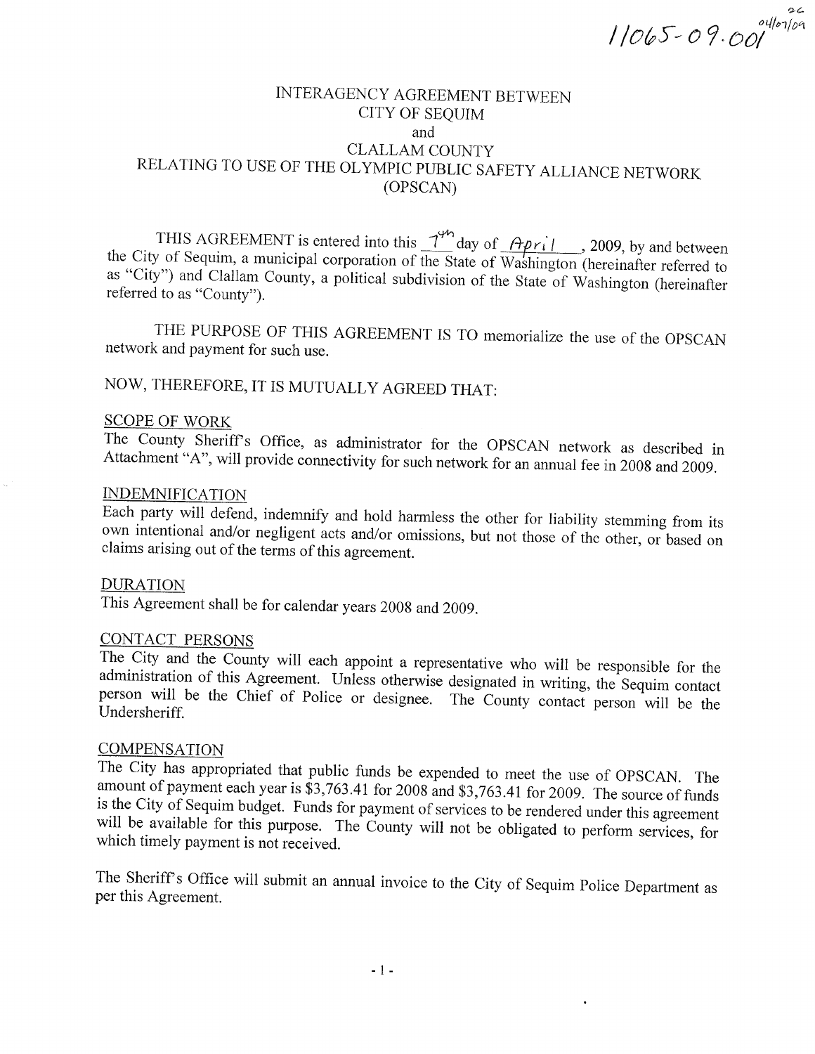11065-09.001 2C 04/07/09

# INTERAGENCY AGREEMENT BETWEEN CITY OF SEQUIM and CLALLAM COUNTY RELATING TO USE OF THE OLYMPIC PUBLIC SAFETY ALLIANCE NETWORK (OPSCAN)

THIS AGREEMENT is entered into this 7th day of April, 2009, by and between the City of Sequim, a municipal corporation of the State of Washington (hereinafter referred to as "City") and Clallam County, a political subdivision of the State of Washington (hereinafter referred to as "County").

THE PURPOSE OF THIS AGREEMENT IS TO memorialize the use of the OPSCAN network and payment for such use.

NOW, THEREFORE, IT IS MUTUALLY AGREED THAT:

## SCOPE OF WORK

The County Sheriff's Office, as administrator for the OPSCAN network as described in Attachment "A", will provide connectivity for such network for an annual fee in 2008 and 2009.

## INDEMNIFICATION

Each party will defend, indemnify and hold harmless the other for liability stemming from its own intentional and/or negligent acts and/or omissions, but not those of the other, or based on claims arising out of the terms of this agreement.

## DURATION

This Agreement shall be for calendar years 2008 and 2009.

## CONTACT PERSONS

The City and the County will each appoint a representative who will be responsible for the administration of this Agreement. Unless otherwise designated in writing, the Sequim contact person will be the Chief of Police or designee. The County contact person will be the Undersheriff.

## COMPENSATION

The City has appropriated that public funds be expended to meet the use of OPSCAN. The amount of payment each year is $3,763.41 for 2008 and $3,763.41 for 2009. The source of funds is the City of Sequim budget. Funds for payment of services to be rendered under this agreement will be available for this purpose. The County will not be obligated to perform services, for which timely payment is not received.

The Sheriff's Office will submit an annual invoice to the City of Sequim Police Department as per this Agreement.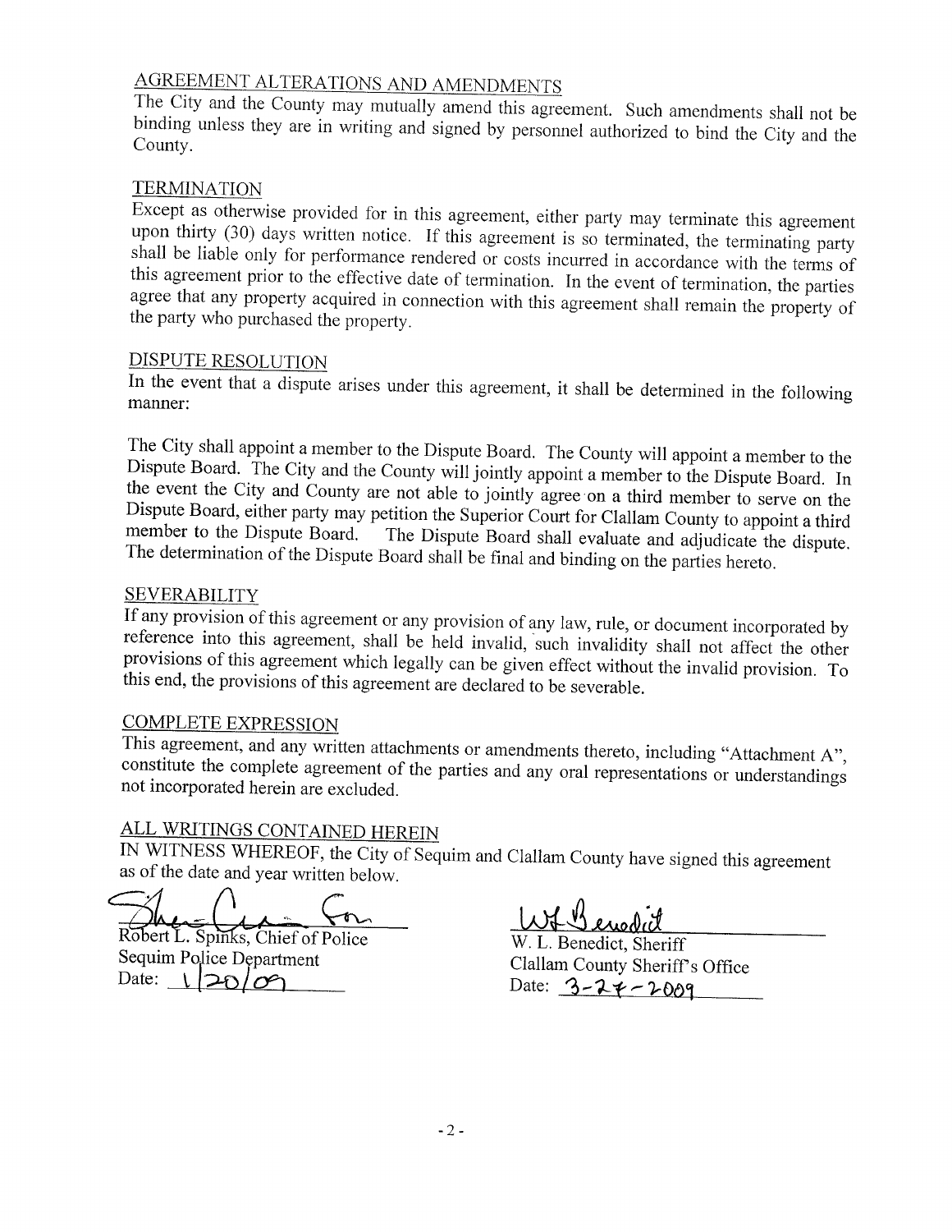## AGREEMENT ALTERATIONS AND AMENDMENTS

The City and the County may mutually amend this agreement. Such amendments shall not be binding unless they are in writing and signed by personnel authorized to bind the City and the County.

## TERMINATION

Except as otherwise provided for in this agreement, either party may terminate this agreement upon thirty (30) days written notice. If this agreement is so terminated, the terminating party shall be liable only for performance rendered or costs incurred in accordance with the terms of this agreement prior to the effective date of termination. In the event of termination, the parties agree that any property acquired in connection with this agreement shall remain the property of the party who purchased the property.

## DISPUTE RESOLUTION

In the event that a dispute arises under this agreement, it shall be determined in the following manner:

The City shall appoint a member to the Dispute Board. The County will appoint a member to the Dispute Board. The City and the County will jointly appoint a member to the Dispute Board. In the event the City and County are not able to jointly agree on a third member to serve on the Dispute Board, either party may petition the Superior Court for Clallam County to appoint a third member to the Dispute Board. The Dispute Board shall evaluate and adjudicate the dispute. The determination of the Dispute Board shall be final and binding on the parties hereto.

## SEVERABILITY

If any provision of this agreement or any provision of any law, rule, or document incorporated by reference into this agreement, shall be held invalid, such invalidity shall not affect the other provisions of this agreement which legally can be given effect without the invalid provision. To this end, the provisions of this agreement are declared to be severable.

## COMPLETE EXPRESSION

This agreement, and any written attachments or amendments thereto, including "Attachment A", constitute the complete agreement of the parties and any oral representations or understandings not incorporated herein are excluded.

## ALL WRITINGS CONTAINED HEREIN

IN WITNESS WHEREOF, the City of Sequim and Clallam County have signed this agreement as of the date and year written below.

| | |
|---|---|
| Robert L. Spinks, Chief of Police | W. L. Benedict, Sheriff |
| Sequim Police Department | Clallam County Sheriff's Office |
| Date: 1/20/09 | Date: 3-27-2009 |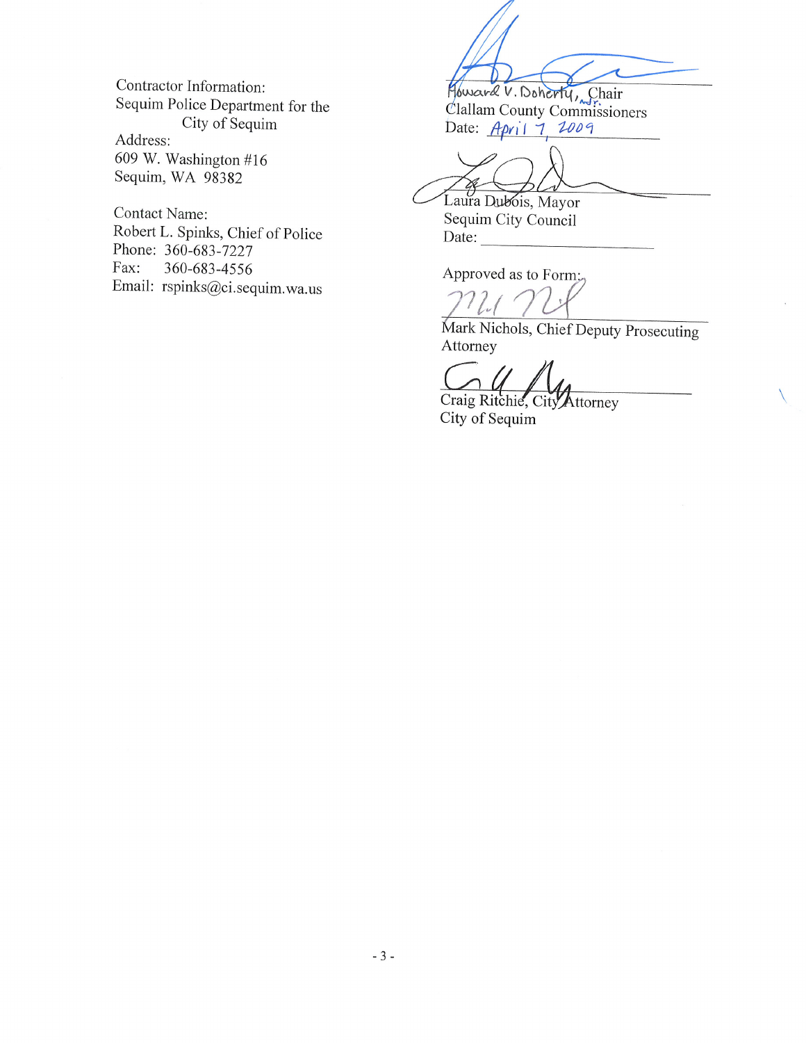Contractor Information:
Sequim Police Department for the City of Sequim
Address:
609 W. Washington #16
Sequim, WA 98382

Contact Name:
Robert L. Spinks, Chief of Police
Phone: 360-683-7227
Fax: 360-683-4556
Email: rspinks@ci.sequim.wa.us

Howard V. Doherty, Jr., Chair
Clallam County Commissioners
Date: April 7, 2009

Laura Dubois, Mayor
Sequim City Council
Date: ____________________

Approved as to Form:

Mark Nichols, Chief Deputy Prosecuting Attorney

Craig Ritchie, City Attorney
City of Sequim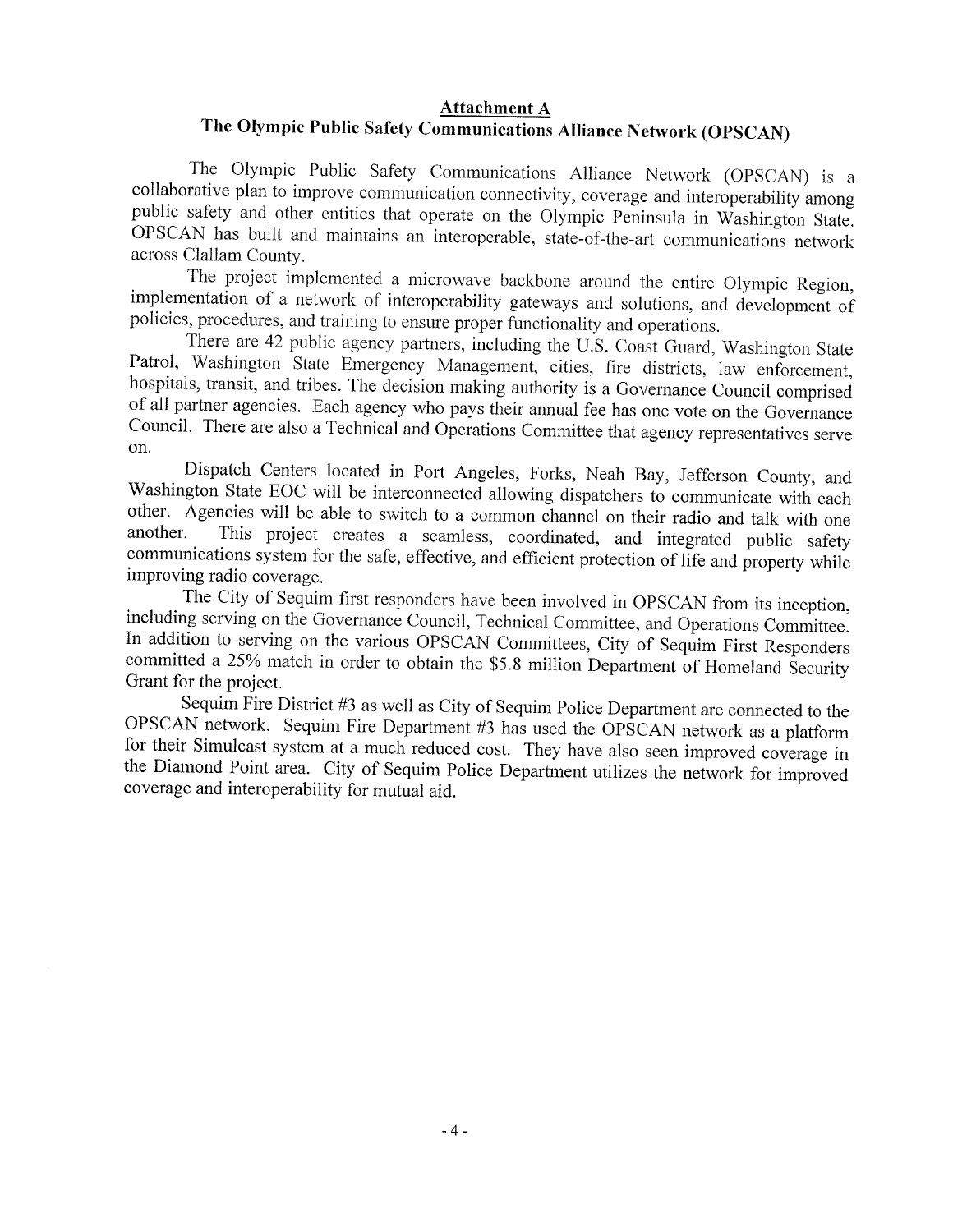## Attachment A

## The Olympic Public Safety Communications Alliance Network (OPSCAN)

The Olympic Public Safety Communications Alliance Network (OPSCAN) is a collaborative plan to improve communication connectivity, coverage and interoperability among public safety and other entities that operate on the Olympic Peninsula in Washington State. OPSCAN has built and maintains an interoperable, state-of-the-art communications network across Clallam County.

The project implemented a microwave backbone around the entire Olympic Region, implementation of a network of interoperability gateways and solutions, and development of policies, procedures, and training to ensure proper functionality and operations.

There are 42 public agency partners, including the U.S. Coast Guard, Washington State Patrol, Washington State Emergency Management, cities, fire districts, law enforcement, hospitals, transit, and tribes. The decision making authority is a Governance Council comprised of all partner agencies. Each agency who pays their annual fee has one vote on the Governance Council. There are also a Technical and Operations Committee that agency representatives serve on.

Dispatch Centers located in Port Angeles, Forks, Neah Bay, Jefferson County, and Washington State EOC will be interconnected allowing dispatchers to communicate with each other. Agencies will be able to switch to a common channel on their radio and talk with one another. This project creates a seamless, coordinated, and integrated public safety communications system for the safe, effective, and efficient protection of life and property while improving radio coverage.

The City of Sequim first responders have been involved in OPSCAN from its inception, including serving on the Governance Council, Technical Committee, and Operations Committee. In addition to serving on the various OPSCAN Committees, City of Sequim First Responders committed a 25% match in order to obtain the $5.8 million Department of Homeland Security Grant for the project.

Sequim Fire District #3 as well as City of Sequim Police Department are connected to the OPSCAN network. Sequim Fire Department #3 has used the OPSCAN network as a platform for their Simulcast system at a much reduced cost. They have also seen improved coverage in the Diamond Point area. City of Sequim Police Department utilizes the network for improved coverage and interoperability for mutual aid.